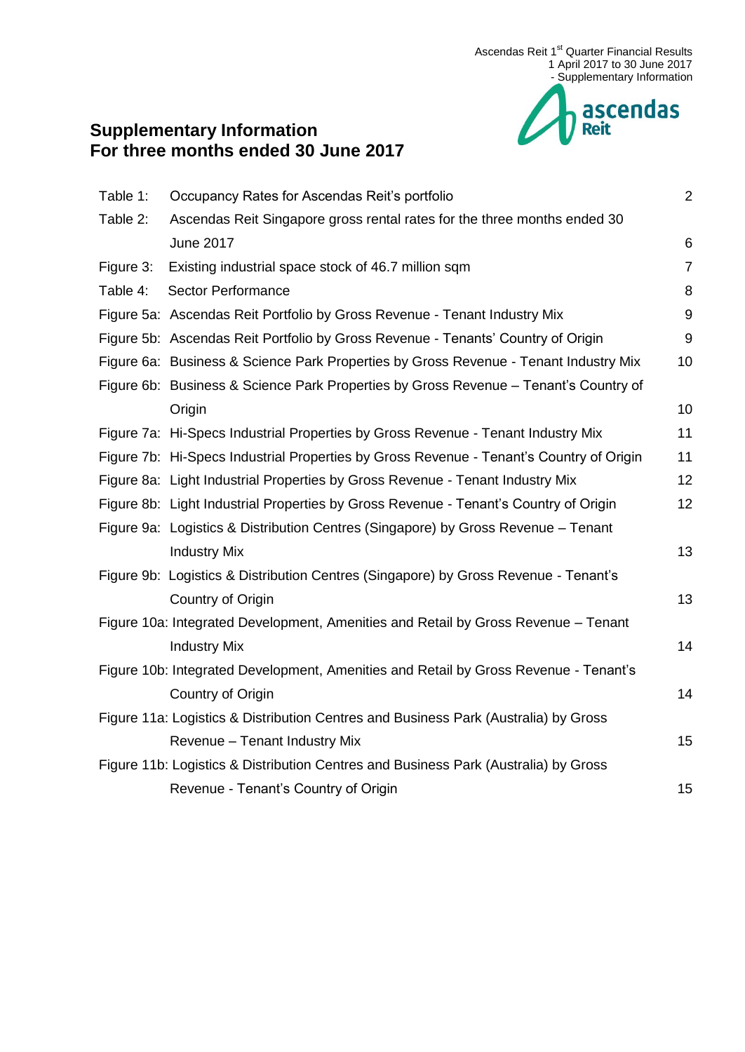# Supplementary Information
# For three months ended 30 June 2017

| | | |
|---|---|---|
| Table 1: | Occupancy Rates for Ascendas Reit's portfolio | 2 |
| Table 2: | Ascendas Reit Singapore gross rental rates for the three months ended 30 June 2017 | 6 |
| Figure 3: | Existing industrial space stock of 46.7 million sqm | 7 |
| Table 4: | Sector Performance | 8 |
| Figure 5a: | Ascendas Reit Portfolio by Gross Revenue - Tenant Industry Mix | 9 |
| Figure 5b: | Ascendas Reit Portfolio by Gross Revenue - Tenants' Country of Origin | 9 |
| Figure 6a: | Business & Science Park Properties by Gross Revenue - Tenant Industry Mix | 10 |
| Figure 6b: | Business & Science Park Properties by Gross Revenue – Tenant's Country of Origin | 10 |
| Figure 7a: | Hi-Specs Industrial Properties by Gross Revenue - Tenant Industry Mix | 11 |
| Figure 7b: | Hi-Specs Industrial Properties by Gross Revenue - Tenant's Country of Origin | 11 |
| Figure 8a: | Light Industrial Properties by Gross Revenue - Tenant Industry Mix | 12 |
| Figure 8b: | Light Industrial Properties by Gross Revenue - Tenant's Country of Origin | 12 |
| Figure 9a: | Logistics & Distribution Centres (Singapore) by Gross Revenue – Tenant Industry Mix | 13 |
| Figure 9b: | Logistics & Distribution Centres (Singapore) by Gross Revenue - Tenant's Country of Origin | 13 |
| Figure 10a: | Integrated Development, Amenities and Retail by Gross Revenue – Tenant Industry Mix | 14 |
| Figure 10b: | Integrated Development, Amenities and Retail by Gross Revenue - Tenant's Country of Origin | 14 |
| Figure 11a: | Logistics & Distribution Centres and Business Park (Australia) by Gross Revenue – Tenant Industry Mix | 15 |
| Figure 11b: | Logistics & Distribution Centres and Business Park (Australia) by Gross Revenue - Tenant's Country of Origin | 15 |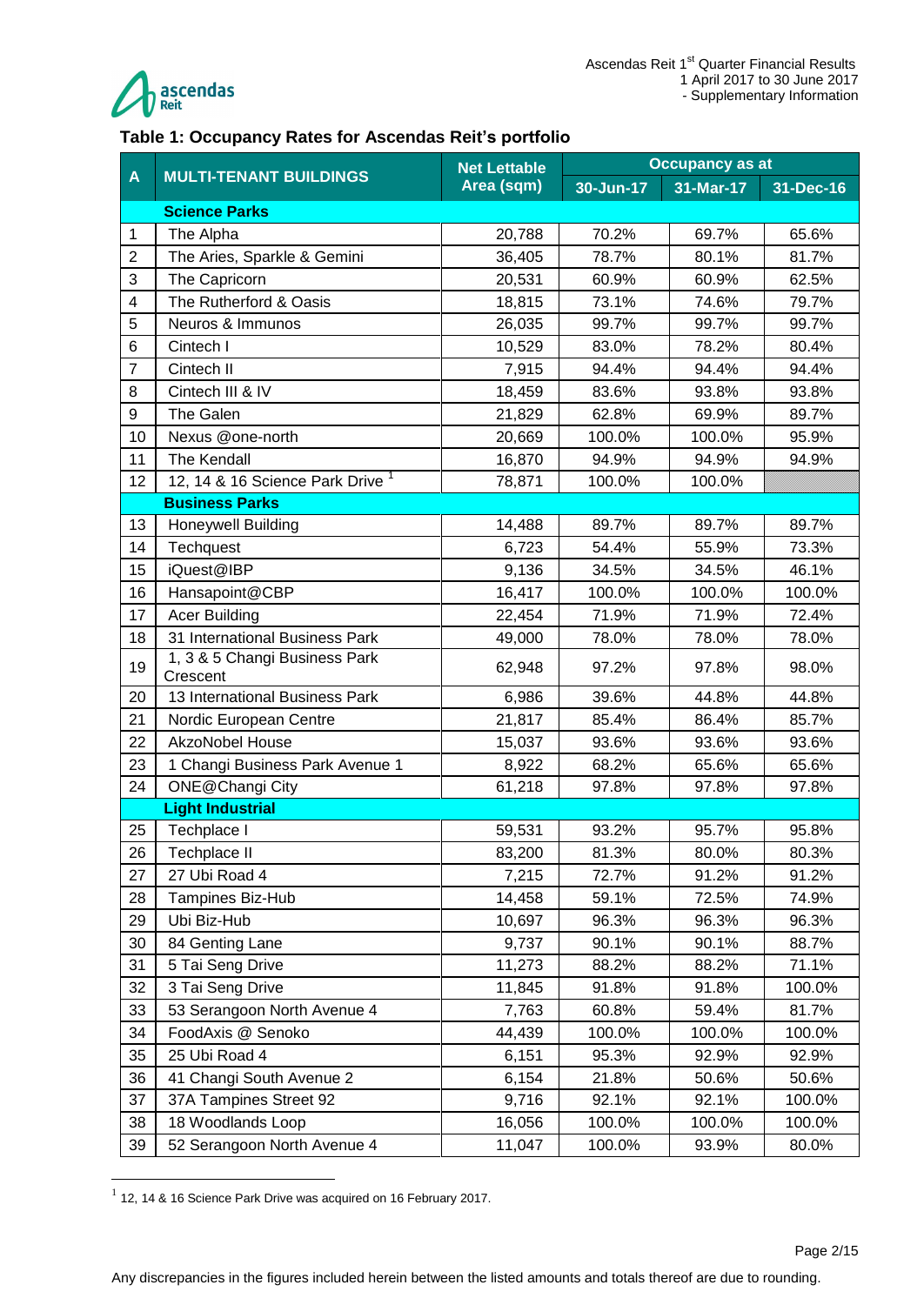### Table 1: Occupancy Rates for Ascendas Reit's portfolio

| A | MULTI-TENANT BUILDINGS | Net Lettable Area (sqm) | Occupancy as at | | |
|---|---|---|---|---|---|
| | | | 30-Jun-17 | 31-Mar-17 | 31-Dec-16 |
| | **Science Parks** | | | | |
| 1 | The Alpha | 20,788 | 70.2% | 69.7% | 65.6% |
| 2 | The Aries, Sparkle & Gemini | 36,405 | 78.7% | 80.1% | 81.7% |
| 3 | The Capricorn | 20,531 | 60.9% | 60.9% | 62.5% |
| 4 | The Rutherford & Oasis | 18,815 | 73.1% | 74.6% | 79.7% |
| 5 | Neuros & Immunos | 26,035 | 99.7% | 99.7% | 99.7% |
| 6 | Cintech I | 10,529 | 83.0% | 78.2% | 80.4% |
| 7 | Cintech II | 7,915 | 94.4% | 94.4% | 94.4% |
| 8 | Cintech III & IV | 18,459 | 83.6% | 93.8% | 93.8% |
| 9 | The Galen | 21,829 | 62.8% | 69.9% | 89.7% |
| 10 | Nexus @one-north | 20,669 | 100.0% | 100.0% | 95.9% |
| 11 | The Kendall | 16,870 | 94.9% | 94.9% | 94.9% |
| 12 | 12, 14 & 16 Science Park Drive [1] | 78,871 | 100.0% | 100.0% | |
| | **Business Parks** | | | | |
| 13 | Honeywell Building | 14,488 | 89.7% | 89.7% | 89.7% |
| 14 | Techquest | 6,723 | 54.4% | 55.9% | 73.3% |
| 15 | iQuest@IBP | 9,136 | 34.5% | 34.5% | 46.1% |
| 16 | Hansapoint@CBP | 16,417 | 100.0% | 100.0% | 100.0% |
| 17 | Acer Building | 22,454 | 71.9% | 71.9% | 72.4% |
| 18 | 31 International Business Park | 49,000 | 78.0% | 78.0% | 78.0% |
| 19 | 1, 3 & 5 Changi Business Park Crescent | 62,948 | 97.2% | 97.8% | 98.0% |
| 20 | 13 International Business Park | 6,986 | 39.6% | 44.8% | 44.8% |
| 21 | Nordic European Centre | 21,817 | 85.4% | 86.4% | 85.7% |
| 22 | AkzoNobel House | 15,037 | 93.6% | 93.6% | 93.6% |
| 23 | 1 Changi Business Park Avenue 1 | 8,922 | 68.2% | 65.6% | 65.6% |
| 24 | ONE@Changi City | 61,218 | 97.8% | 97.8% | 97.8% |
| | **Light Industrial** | | | | |
| 25 | Techplace I | 59,531 | 93.2% | 95.7% | 95.8% |
| 26 | Techplace II | 83,200 | 81.3% | 80.0% | 80.3% |
| 27 | 27 Ubi Road 4 | 7,215 | 72.7% | 91.2% | 91.2% |
| 28 | Tampines Biz-Hub | 14,458 | 59.1% | 72.5% | 74.9% |
| 29 | Ubi Biz-Hub | 10,697 | 96.3% | 96.3% | 96.3% |
| 30 | 84 Genting Lane | 9,737 | 90.1% | 90.1% | 88.7% |
| 31 | 5 Tai Seng Drive | 11,273 | 88.2% | 88.2% | 71.1% |
| 32 | 3 Tai Seng Drive | 11,845 | 91.8% | 91.8% | 100.0% |
| 33 | 53 Serangoon North Avenue 4 | 7,763 | 60.8% | 59.4% | 81.7% |
| 34 | FoodAxis @ Senoko | 44,439 | 100.0% | 100.0% | 100.0% |
| 35 | 25 Ubi Road 4 | 6,151 | 95.3% | 92.9% | 92.9% |
| 36 | 41 Changi South Avenue 2 | 6,154 | 21.8% | 50.6% | 50.6% |
| 37 | 37A Tampines Street 92 | 9,716 | 92.1% | 92.1% | 100.0% |
| 38 | 18 Woodlands Loop | 16,056 | 100.0% | 100.0% | 100.0% |
| 39 | 52 Serangoon North Avenue 4 | 11,047 | 100.0% | 93.9% | 80.0% |

[1] 12, 14 & 16 Science Park Drive was acquired on 16 February 2017.

Any discrepancies in the figures included herein between the listed amounts and totals thereof are due to rounding.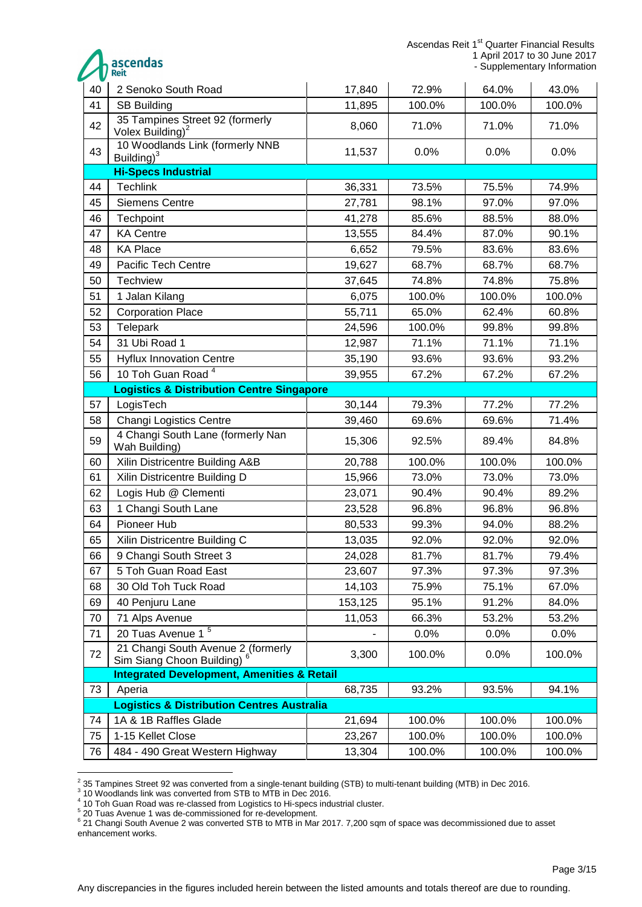| 40 | 2 Senoko South Road | 17,840 | 72.9% | 64.0% | 43.0% |
|---|---|---|---|---|---|
| 41 | SB Building | 11,895 | 100.0% | 100.0% | 100.0% |
| 42 | 35 Tampines Street 92 (formerly Volex Building)[2] | 8,060 | 71.0% | 71.0% | 71.0% |
| 43 | 10 Woodlands Link (formerly NNB Building)[3] | 11,537 | 0.0% | 0.0% | 0.0% |
| | **Hi-Specs Industrial** | | | | |
| 44 | Techlink | 36,331 | 73.5% | 75.5% | 74.9% |
| 45 | Siemens Centre | 27,781 | 98.1% | 97.0% | 97.0% |
| 46 | Techpoint | 41,278 | 85.6% | 88.5% | 88.0% |
| 47 | KA Centre | 13,555 | 84.4% | 87.0% | 90.1% |
| 48 | KA Place | 6,652 | 79.5% | 83.6% | 83.6% |
| 49 | Pacific Tech Centre | 19,627 | 68.7% | 68.7% | 68.7% |
| 50 | Techview | 37,645 | 74.8% | 74.8% | 75.8% |
| 51 | 1 Jalan Kilang | 6,075 | 100.0% | 100.0% | 100.0% |
| 52 | Corporation Place | 55,711 | 65.0% | 62.4% | 60.8% |
| 53 | Telepark | 24,596 | 100.0% | 99.8% | 99.8% |
| 54 | 31 Ubi Road 1 | 12,987 | 71.1% | 71.1% | 71.1% |
| 55 | Hyflux Innovation Centre | 35,190 | 93.6% | 93.6% | 93.2% |
| 56 | 10 Toh Guan Road [4] | 39,955 | 67.2% | 67.2% | 67.2% |
| | **Logistics & Distribution Centre Singapore** | | | | |
| 57 | LogisTech | 30,144 | 79.3% | 77.2% | 77.2% |
| 58 | Changi Logistics Centre | 39,460 | 69.6% | 69.6% | 71.4% |
| 59 | 4 Changi South Lane (formerly Nan Wah Building) | 15,306 | 92.5% | 89.4% | 84.8% |
| 60 | Xilin Districentre Building A&B | 20,788 | 100.0% | 100.0% | 100.0% |
| 61 | Xilin Districentre Building D | 15,966 | 73.0% | 73.0% | 73.0% |
| 62 | Logis Hub @ Clementi | 23,071 | 90.4% | 90.4% | 89.2% |
| 63 | 1 Changi South Lane | 23,528 | 96.8% | 96.8% | 96.8% |
| 64 | Pioneer Hub | 80,533 | 99.3% | 94.0% | 88.2% |
| 65 | Xilin Districentre Building C | 13,035 | 92.0% | 92.0% | 92.0% |
| 66 | 9 Changi South Street 3 | 24,028 | 81.7% | 81.7% | 79.4% |
| 67 | 5 Toh Guan Road East | 23,607 | 97.3% | 97.3% | 97.3% |
| 68 | 30 Old Toh Tuck Road | 14,103 | 75.9% | 75.1% | 67.0% |
| 69 | 40 Penjuru Lane | 153,125 | 95.1% | 91.2% | 84.0% |
| 70 | 71 Alps Avenue | 11,053 | 66.3% | 53.2% | 53.2% |
| 71 | 20 Tuas Avenue 1 [5] | - | 0.0% | 0.0% | 0.0% |
| 72 | 21 Changi South Avenue 2 (formerly Sim Siang Choon Building) [6] | 3,300 | 100.0% | 0.0% | 100.0% |
| | **Integrated Development, Amenities & Retail** | | | | |
| 73 | Aperia | 68,735 | 93.2% | 93.5% | 94.1% |
| | **Logistics & Distribution Centres Australia** | | | | |
| 74 | 1A & 1B Raffles Glade | 21,694 | 100.0% | 100.0% | 100.0% |
| 75 | 1-15 Kellet Close | 23,267 | 100.0% | 100.0% | 100.0% |
| 76 | 484 - 490 Great Western Highway | 13,304 | 100.0% | 100.0% | 100.0% |

[2] 35 Tampines Street 92 was converted from a single-tenant building (STB) to multi-tenant building (MTB) in Dec 2016.
[3] 10 Woodlands link was converted from STB to MTB in Dec 2016.
[4] 10 Toh Guan Road was re-classed from Logistics to Hi-specs industrial cluster.
[5] 20 Tuas Avenue 1 was de-commissioned for re-development.
[6] 21 Changi South Avenue 2 was converted STB to MTB in Mar 2017. 7,200 sqm of space was decommissioned due to asset enhancement works.

Any discrepancies in the figures included herein between the listed amounts and totals thereof are due to rounding.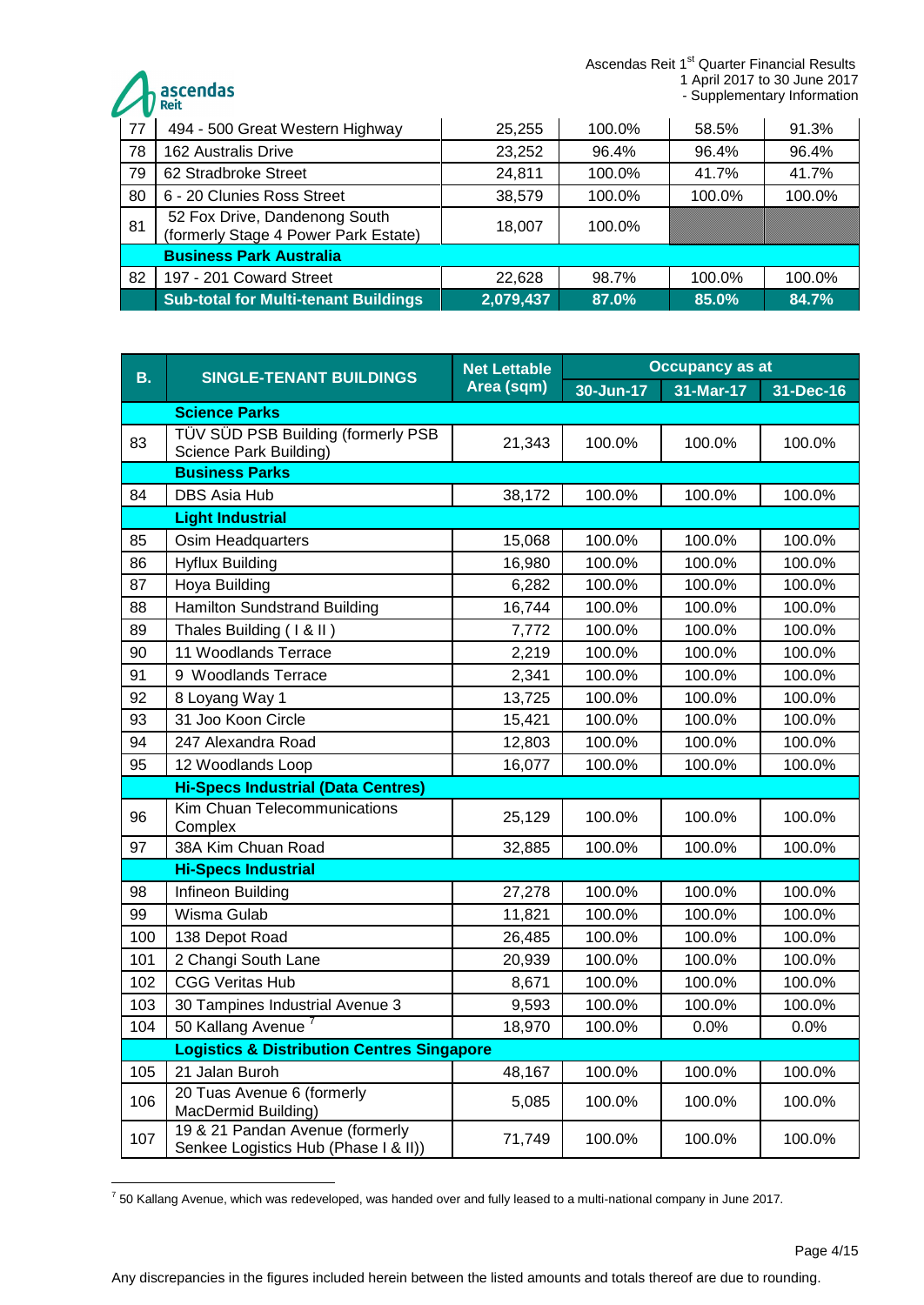| | | | | | |
|---|---|---|---|---|---|
| 77 | 494 - 500 Great Western Highway | 25,255 | 100.0% | 58.5% | 91.3% |
| 78 | 162 Australis Drive | 23,252 | 96.4% | 96.4% | 96.4% |
| 79 | 62 Stradbroke Street | 24,811 | 100.0% | 41.7% | 41.7% |
| 80 | 6 - 20 Clunies Ross Street | 38,579 | 100.0% | 100.0% | 100.0% |
| 81 | 52 Fox Drive, Dandenong South (formerly Stage 4 Power Park Estate) | 18,007 | 100.0% | | |
| | **Business Park Australia** | | | | |
| 82 | 197 - 201 Coward Street | 22,628 | 98.7% | 100.0% | 100.0% |
| | **Sub-total for Multi-tenant Buildings** | **2,079,437** | **87.0%** | **85.0%** | **84.7%** |

| B. | SINGLE-TENANT BUILDINGS | Net Lettable Area (sqm) | Occupancy as at | | |
|---|---|---|---|---|---|
| | | | 30-Jun-17 | 31-Mar-17 | 31-Dec-16 |
| | **Science Parks** | | | | |
| 83 | TÜV SÜD PSB Building (formerly PSB Science Park Building) | 21,343 | 100.0% | 100.0% | 100.0% |
| | **Business Parks** | | | | |
| 84 | DBS Asia Hub | 38,172 | 100.0% | 100.0% | 100.0% |
| | **Light Industrial** | | | | |
| 85 | Osim Headquarters | 15,068 | 100.0% | 100.0% | 100.0% |
| 86 | Hyflux Building | 16,980 | 100.0% | 100.0% | 100.0% |
| 87 | Hoya Building | 6,282 | 100.0% | 100.0% | 100.0% |
| 88 | Hamilton Sundstrand Building | 16,744 | 100.0% | 100.0% | 100.0% |
| 89 | Thales Building ( I & II ) | 7,772 | 100.0% | 100.0% | 100.0% |
| 90 | 11 Woodlands Terrace | 2,219 | 100.0% | 100.0% | 100.0% |
| 91 | 9 Woodlands Terrace | 2,341 | 100.0% | 100.0% | 100.0% |
| 92 | 8 Loyang Way 1 | 13,725 | 100.0% | 100.0% | 100.0% |
| 93 | 31 Joo Koon Circle | 15,421 | 100.0% | 100.0% | 100.0% |
| 94 | 247 Alexandra Road | 12,803 | 100.0% | 100.0% | 100.0% |
| 95 | 12 Woodlands Loop | 16,077 | 100.0% | 100.0% | 100.0% |
| | **Hi-Specs Industrial (Data Centres)** | | | | |
| 96 | Kim Chuan Telecommunications Complex | 25,129 | 100.0% | 100.0% | 100.0% |
| 97 | 38A Kim Chuan Road | 32,885 | 100.0% | 100.0% | 100.0% |
| | **Hi-Specs Industrial** | | | | |
| 98 | Infineon Building | 27,278 | 100.0% | 100.0% | 100.0% |
| 99 | Wisma Gulab | 11,821 | 100.0% | 100.0% | 100.0% |
| 100 | 138 Depot Road | 26,485 | 100.0% | 100.0% | 100.0% |
| 101 | 2 Changi South Lane | 20,939 | 100.0% | 100.0% | 100.0% |
| 102 | CGG Veritas Hub | 8,671 | 100.0% | 100.0% | 100.0% |
| 103 | 30 Tampines Industrial Avenue 3 | 9,593 | 100.0% | 100.0% | 100.0% |
| 104 | 50 Kallang Avenue [7] | 18,970 | 100.0% | 0.0% | 0.0% |
| | **Logistics & Distribution Centres Singapore** | | | | |
| 105 | 21 Jalan Buroh | 48,167 | 100.0% | 100.0% | 100.0% |
| 106 | 20 Tuas Avenue 6 (formerly MacDermid Building) | 5,085 | 100.0% | 100.0% | 100.0% |
| 107 | 19 & 21 Pandan Avenue (formerly Senkee Logistics Hub (Phase I & II)) | 71,749 | 100.0% | 100.0% | 100.0% |

[7] 50 Kallang Avenue, which was redeveloped, was handed over and fully leased to a multi-national company in June 2017.

Any discrepancies in the figures included herein between the listed amounts and totals thereof are due to rounding.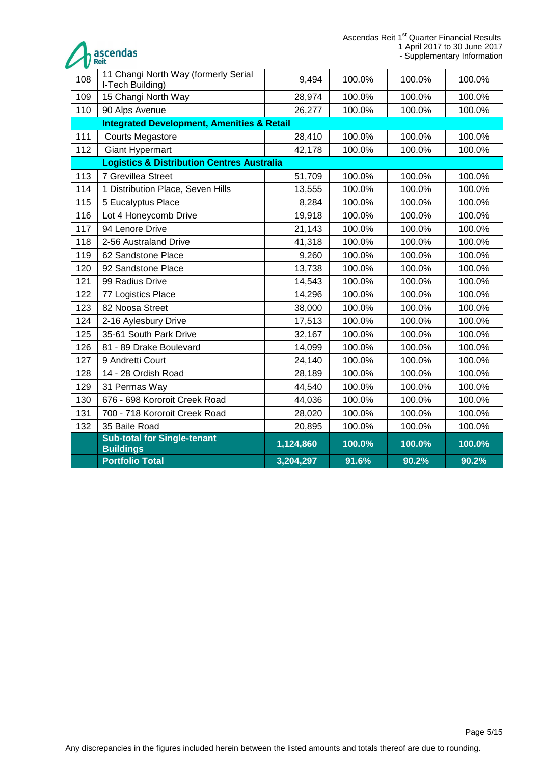| | | | | | |
|---|---|---|---|---|---|
| 108 | 11 Changi North Way (formerly Serial I-Tech Building) | 9,494 | 100.0% | 100.0% | 100.0% |
| 109 | 15 Changi North Way | 28,974 | 100.0% | 100.0% | 100.0% |
| 110 | 90 Alps Avenue | 26,277 | 100.0% | 100.0% | 100.0% |
| | **Integrated Development, Amenities & Retail** | | | | |
| 111 | Courts Megastore | 28,410 | 100.0% | 100.0% | 100.0% |
| 112 | Giant Hypermart | 42,178 | 100.0% | 100.0% | 100.0% |
| | **Logistics & Distribution Centres Australia** | | | | |
| 113 | 7 Grevillea Street | 51,709 | 100.0% | 100.0% | 100.0% |
| 114 | 1 Distribution Place, Seven Hills | 13,555 | 100.0% | 100.0% | 100.0% |
| 115 | 5 Eucalyptus Place | 8,284 | 100.0% | 100.0% | 100.0% |
| 116 | Lot 4 Honeycomb Drive | 19,918 | 100.0% | 100.0% | 100.0% |
| 117 | 94 Lenore Drive | 21,143 | 100.0% | 100.0% | 100.0% |
| 118 | 2-56 Australand Drive | 41,318 | 100.0% | 100.0% | 100.0% |
| 119 | 62 Sandstone Place | 9,260 | 100.0% | 100.0% | 100.0% |
| 120 | 92 Sandstone Place | 13,738 | 100.0% | 100.0% | 100.0% |
| 121 | 99 Radius Drive | 14,543 | 100.0% | 100.0% | 100.0% |
| 122 | 77 Logistics Place | 14,296 | 100.0% | 100.0% | 100.0% |
| 123 | 82 Noosa Street | 38,000 | 100.0% | 100.0% | 100.0% |
| 124 | 2-16 Aylesbury Drive | 17,513 | 100.0% | 100.0% | 100.0% |
| 125 | 35-61 South Park Drive | 32,167 | 100.0% | 100.0% | 100.0% |
| 126 | 81 - 89 Drake Boulevard | 14,099 | 100.0% | 100.0% | 100.0% |
| 127 | 9 Andretti Court | 24,140 | 100.0% | 100.0% | 100.0% |
| 128 | 14 - 28 Ordish Road | 28,189 | 100.0% | 100.0% | 100.0% |
| 129 | 31 Permas Way | 44,540 | 100.0% | 100.0% | 100.0% |
| 130 | 676 - 698 Kororoit Creek Road | 44,036 | 100.0% | 100.0% | 100.0% |
| 131 | 700 - 718 Kororoit Creek Road | 28,020 | 100.0% | 100.0% | 100.0% |
| 132 | 35 Baile Road | 20,895 | 100.0% | 100.0% | 100.0% |
| | **Sub-total for Single-tenant Buildings** | **1,124,860** | **100.0%** | **100.0%** | **100.0%** |
| | **Portfolio Total** | **3,204,297** | **91.6%** | **90.2%** | **90.2%** |

Any discrepancies in the figures included herein between the listed amounts and totals thereof are due to rounding.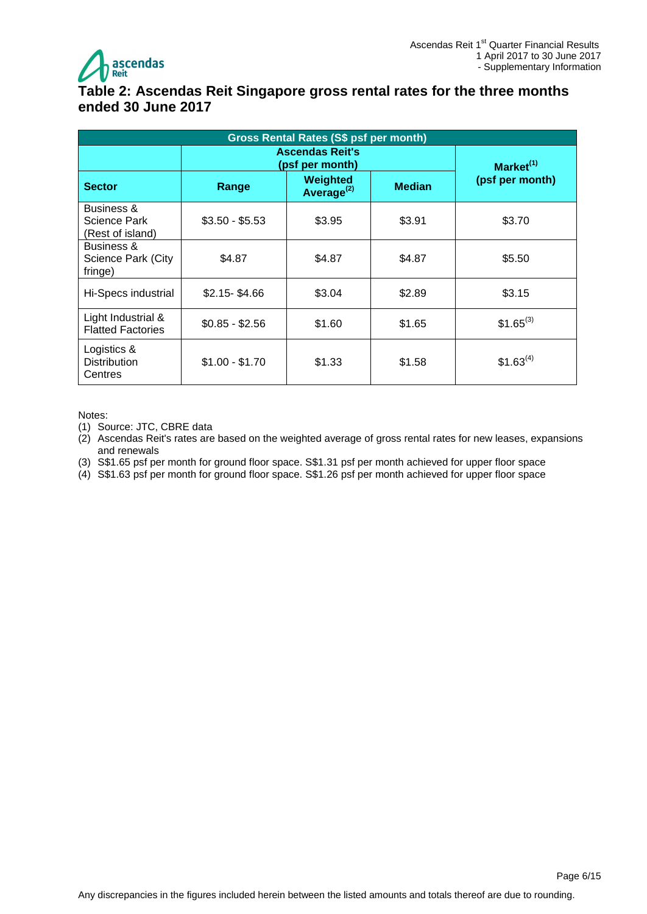## Table 2: Ascendas Reit Singapore gross rental rates for the three months ended 30 June 2017

| Gross Rental Rates (S$ psf per month) | | | | |
|---|---|---|---|---|
| | Ascendas Reit's (psf per month) | | | Market[1] (psf per month) |
| **Sector** | **Range** | **Weighted Average[2]** | **Median** | |
| Business & Science Park (Rest of island) | $3.50 - $5.53 | $3.95 | $3.91 | $3.70 |
| Business & Science Park (City fringe) | $4.87 | $4.87 | $4.87 | $5.50 |
| Hi-Specs industrial | $2.15- $4.66 | $3.04 | $2.89 | $3.15 |
| Light Industrial & Flatted Factories | $0.85 - $2.56 | $1.60 | $1.65 | $1.65[3] |
| Logistics & Distribution Centres | $1.00 - $1.70 | $1.33 | $1.58 | $1.63[4] |

Notes:
(1) Source: JTC, CBRE data
(2) Ascendas Reit's rates are based on the weighted average of gross rental rates for new leases, expansions and renewals
(3) S$1.65 psf per month for ground floor space. S$1.31 psf per month achieved for upper floor space
(4) S$1.63 psf per month for ground floor space. S$1.26 psf per month achieved for upper floor space

Any discrepancies in the figures included herein between the listed amounts and totals thereof are due to rounding.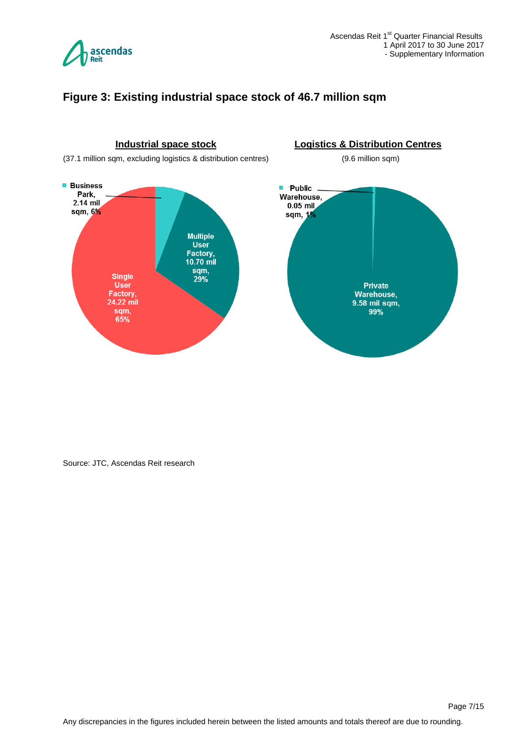## Figure 3: Existing industrial space stock of 46.7 million sqm

**Industrial space stock**

(37.1 million sqm, excluding logistics & distribution centres)

- Business Park, 2.14 mil sqm, 6%
- Multiple User Factory, 10.70 mil sqm, 29%
- Single User Factory, 24.22 mil sqm, 65%

**Logistics & Distribution Centres**

(9.6 million sqm)

- Public Warehouse, 0.05 mil sqm, 1%
- Private Warehouse, 9.58 mil sqm, 99%

Source: JTC, Ascendas Reit research

Any discrepancies in the figures included herein between the listed amounts and totals thereof are due to rounding.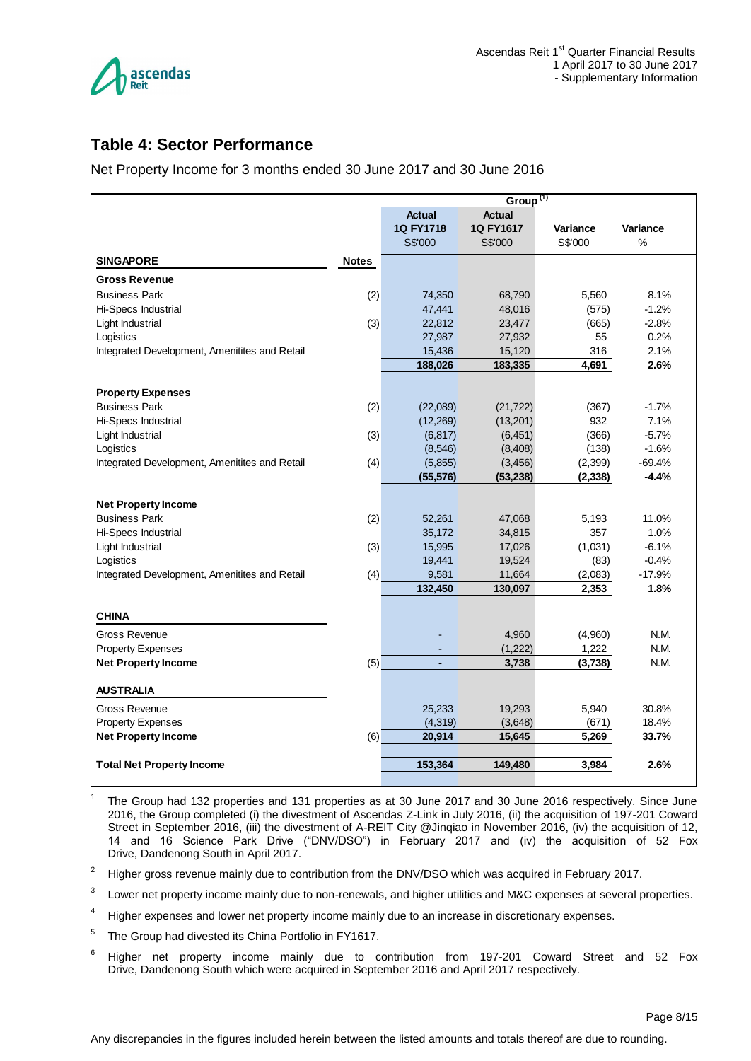## Table 4: Sector Performance

Net Property Income for 3 months ended 30 June 2017 and 30 June 2016

| | | Group [1] | | | |
|---|---|---|---|---|---|
| | | Actual 1Q FY1718 S$'000 | Actual 1Q FY1617 S$'000 | Variance S$'000 | Variance % |
| **SINGAPORE** | **Notes** | | | | |
| **Gross Revenue** | | | | | |
| Business Park | (2) | 74,350 | 68,790 | 5,560 | 8.1% |
| Hi-Specs Industrial | | 47,441 | 48,016 | (575) | -1.2% |
| Light Industrial | (3) | 22,812 | 23,477 | (665) | -2.8% |
| Logistics | | 27,987 | 27,932 | 55 | 0.2% |
| Integrated Development, Amenitites and Retail | | 15,436 | 15,120 | 316 | 2.1% |
| | | **188,026** | **183,335** | **4,691** | **2.6%** |
| **Property Expenses** | | | | | |
| Business Park | (2) | (22,089) | (21,722) | (367) | -1.7% |
| Hi-Specs Industrial | | (12,269) | (13,201) | 932 | 7.1% |
| Light Industrial | (3) | (6,817) | (6,451) | (366) | -5.7% |
| Logistics | | (8,546) | (8,408) | (138) | -1.6% |
| Integrated Development, Amenitites and Retail | (4) | (5,855) | (3,456) | (2,399) | -69.4% |
| | | **(55,576)** | **(53,238)** | **(2,338)** | **-4.4%** |
| **Net Property Income** | | | | | |
| Business Park | (2) | 52,261 | 47,068 | 5,193 | 11.0% |
| Hi-Specs Industrial | | 35,172 | 34,815 | 357 | 1.0% |
| Light Industrial | (3) | 15,995 | 17,026 | (1,031) | -6.1% |
| Logistics | | 19,441 | 19,524 | (83) | -0.4% |
| Integrated Development, Amenitites and Retail | (4) | 9,581 | 11,664 | (2,083) | -17.9% |
| | | **132,450** | **130,097** | **2,353** | **1.8%** |
| **CHINA** | | | | | |
| Gross Revenue | | - | 4,960 | (4,960) | N.M. |
| Property Expenses | | - | (1,222) | 1,222 | N.M. |
| **Net Property Income** | (5) | **-** | **3,738** | **(3,738)** | N.M. |
| **AUSTRALIA** | | | | | |
| Gross Revenue | | 25,233 | 19,293 | 5,940 | 30.8% |
| Property Expenses | | (4,319) | (3,648) | (671) | 18.4% |
| **Net Property Income** | (6) | **20,914** | **15,645** | **5,269** | **33.7%** |
| **Total Net Property Income** | | **153,364** | **149,480** | **3,984** | **2.6%** |

1. The Group had 132 properties and 131 properties as at 30 June 2017 and 30 June 2016 respectively. Since June 2016, the Group completed (i) the divestment of Ascendas Z-Link in July 2016, (ii) the acquisition of 197-201 Coward Street in September 2016, (iii) the divestment of A-REIT City @Jinqiao in November 2016, (iv) the acquisition of 12, 14 and 16 Science Park Drive ("DNV/DSO") in February 2017 and (iv) the acquisition of 52 Fox Drive, Dandenong South in April 2017.
2. Higher gross revenue mainly due to contribution from the DNV/DSO which was acquired in February 2017.
3. Lower net property income mainly due to non-renewals, and higher utilities and M&C expenses at several properties.
4. Higher expenses and lower net property income mainly due to an increase in discretionary expenses.
5. The Group had divested its China Portfolio in FY1617.
6. Higher net property income mainly due to contribution from 197-201 Coward Street and 52 Fox Drive, Dandenong South which were acquired in September 2016 and April 2017 respectively.

Any discrepancies in the figures included herein between the listed amounts and totals thereof are due to rounding.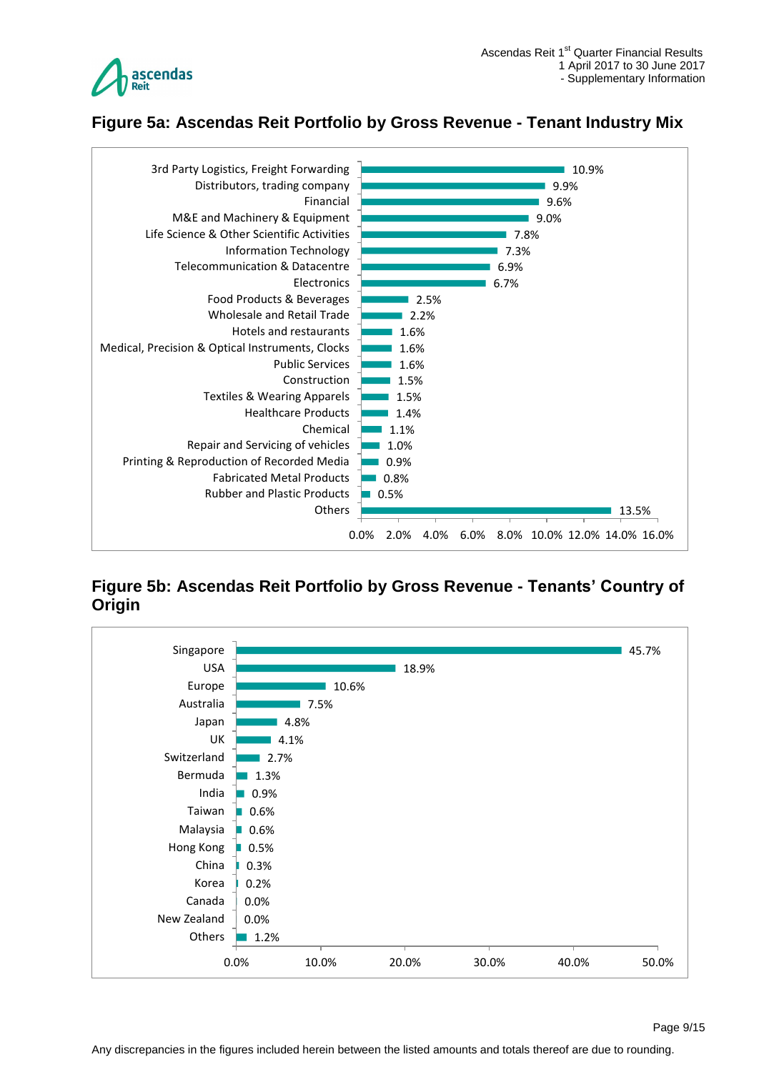## Figure 5a: Ascendas Reit Portfolio by Gross Revenue - Tenant Industry Mix

| Tenant Industry | % of Gross Revenue |
|---|---|
| 3rd Party Logistics, Freight Forwarding | 10.9% |
| Distributors, trading company | 9.9% |
| Financial | 9.6% |
| M&E and Machinery & Equipment | 9.0% |
| Life Science & Other Scientific Activities | 7.8% |
| Information Technology | 7.3% |
| Telecommunication & Datacentre | 6.9% |
| Electronics | 6.7% |
| Food Products & Beverages | 2.5% |
| Wholesale and Retail Trade | 2.2% |
| Hotels and restaurants | 1.6% |
| Medical, Precision & Optical Instruments, Clocks | 1.6% |
| Public Services | 1.6% |
| Construction | 1.5% |
| Textiles & Wearing Apparels | 1.5% |
| Healthcare Products | 1.4% |
| Chemical | 1.1% |
| Repair and Servicing of vehicles | 1.0% |
| Printing & Reproduction of Recorded Media | 0.9% |
| Fabricated Metal Products | 0.8% |
| Rubber and Plastic Products | 0.5% |
| Others | 13.5% |

## Figure 5b: Ascendas Reit Portfolio by Gross Revenue - Tenants' Country of Origin

| Country of Origin | % of Gross Revenue |
|---|---|
| Singapore | 45.7% |
| USA | 18.9% |
| Europe | 10.6% |
| Australia | 7.5% |
| Japan | 4.8% |
| UK | 4.1% |
| Switzerland | 2.7% |
| Bermuda | 1.3% |
| India | 0.9% |
| Taiwan | 0.6% |
| Malaysia | 0.6% |
| Hong Kong | 0.5% |
| China | 0.3% |
| Korea | 0.2% |
| Canada | 0.0% |
| New Zealand | 0.0% |
| Others | 1.2% |

Any discrepancies in the figures included herein between the listed amounts and totals thereof are due to rounding.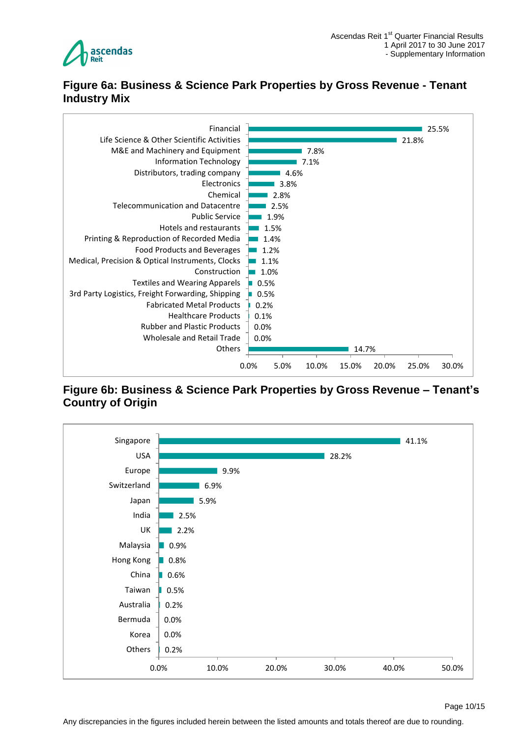## Figure 6a: Business & Science Park Properties by Gross Revenue - Tenant Industry Mix

| Industry | % |
|---|---|
| Financial | 25.5% |
| Life Science & Other Scientific Activities | 21.8% |
| M&E and Machinery and Equipment | 7.8% |
| Information Technology | 7.1% |
| Distributors, trading company | 4.6% |
| Electronics | 3.8% |
| Chemical | 2.8% |
| Telecommunication and Datacentre | 2.5% |
| Public Service | 1.9% |
| Hotels and restaurants | 1.5% |
| Printing & Reproduction of Recorded Media | 1.4% |
| Food Products and Beverages | 1.2% |
| Medical, Precision & Optical Instruments, Clocks | 1.1% |
| Construction | 1.0% |
| Textiles and Wearing Apparels | 0.5% |
| 3rd Party Logistics, Freight Forwarding, Shipping | 0.5% |
| Fabricated Metal Products | 0.2% |
| Healthcare Products | 0.1% |
| Rubber and Plastic Products | 0.0% |
| Wholesale and Retail Trade | 0.0% |
| Others | 14.7% |

## Figure 6b: Business & Science Park Properties by Gross Revenue – Tenant's Country of Origin

| Country | % |
|---|---|
| Singapore | 41.1% |
| USA | 28.2% |
| Europe | 9.9% |
| Switzerland | 6.9% |
| Japan | 5.9% |
| India | 2.5% |
| UK | 2.2% |
| Malaysia | 0.9% |
| Hong Kong | 0.8% |
| China | 0.6% |
| Taiwan | 0.5% |
| Australia | 0.2% |
| Bermuda | 0.0% |
| Korea | 0.0% |
| Others | 0.2% |

Any discrepancies in the figures included herein between the listed amounts and totals thereof are due to rounding.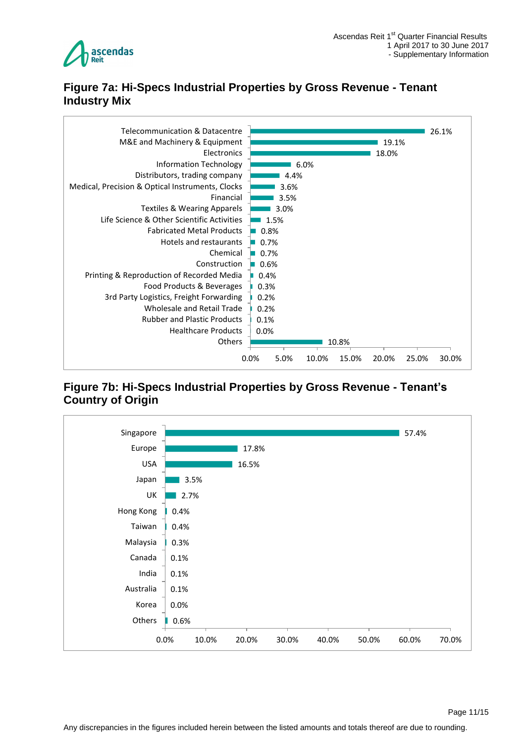## Figure 7a: Hi-Specs Industrial Properties by Gross Revenue - Tenant Industry Mix

| Industry | % |
|---|---|
| Telecommunication & Datacentre | 26.1% |
| M&E and Machinery & Equipment | 19.1% |
| Electronics | 18.0% |
| Information Technology | 6.0% |
| Distributors, trading company | 4.4% |
| Medical, Precision & Optical Instruments, Clocks | 3.6% |
| Financial | 3.5% |
| Textiles & Wearing Apparels | 3.0% |
| Life Science & Other Scientific Activities | 1.5% |
| Fabricated Metal Products | 0.8% |
| Hotels and restaurants | 0.7% |
| Chemical | 0.7% |
| Construction | 0.6% |
| Printing & Reproduction of Recorded Media | 0.4% |
| Food Products & Beverages | 0.3% |
| 3rd Party Logistics, Freight Forwarding | 0.2% |
| Wholesale and Retail Trade | 0.2% |
| Rubber and Plastic Products | 0.1% |
| Healthcare Products | 0.0% |
| Others | 10.8% |

## Figure 7b: Hi-Specs Industrial Properties by Gross Revenue - Tenant's Country of Origin

| Country | % |
|---|---|
| Singapore | 57.4% |
| Europe | 17.8% |
| USA | 16.5% |
| Japan | 3.5% |
| UK | 2.7% |
| Hong Kong | 0.4% |
| Taiwan | 0.4% |
| Malaysia | 0.3% |
| Canada | 0.1% |
| India | 0.1% |
| Australia | 0.1% |
| Korea | 0.0% |
| Others | 0.6% |

Any discrepancies in the figures included herein between the listed amounts and totals thereof are due to rounding.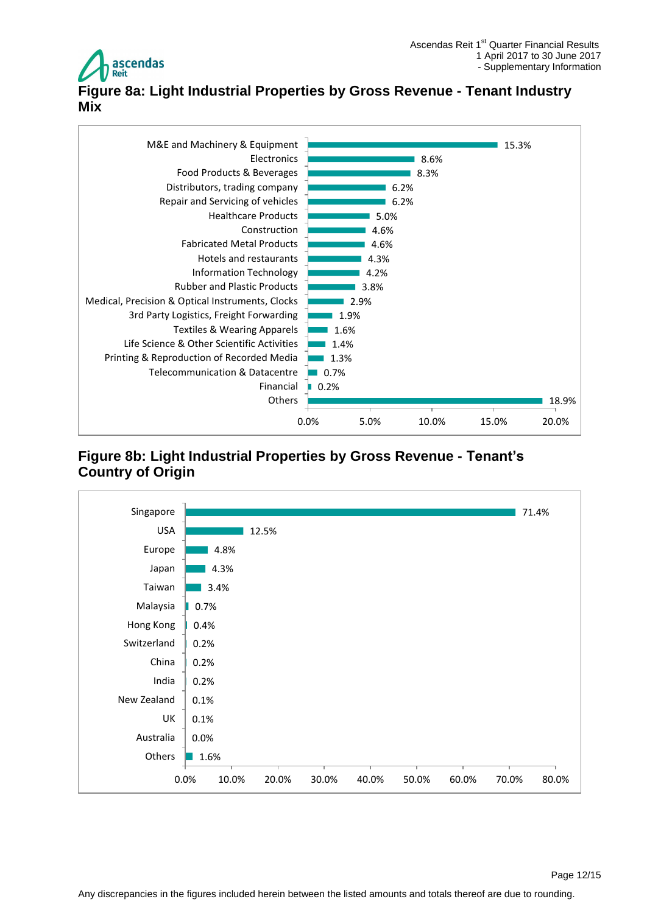## Figure 8a: Light Industrial Properties by Gross Revenue - Tenant Industry Mix

| Tenant Industry | % of Gross Revenue |
|---|---|
| M&E and Machinery & Equipment | 15.3% |
| Electronics | 8.6% |
| Food Products & Beverages | 8.3% |
| Distributors, trading company | 6.2% |
| Repair and Servicing of vehicles | 6.2% |
| Healthcare Products | 5.0% |
| Construction | 4.6% |
| Fabricated Metal Products | 4.6% |
| Hotels and restaurants | 4.3% |
| Information Technology | 4.2% |
| Rubber and Plastic Products | 3.8% |
| Medical, Precision & Optical Instruments, Clocks | 2.9% |
| 3rd Party Logistics, Freight Forwarding | 1.9% |
| Textiles & Wearing Apparels | 1.6% |
| Life Science & Other Scientific Activities | 1.4% |
| Printing & Reproduction of Recorded Media | 1.3% |
| Telecommunication & Datacentre | 0.7% |
| Financial | 0.2% |
| Others | 18.9% |

## Figure 8b: Light Industrial Properties by Gross Revenue - Tenant's Country of Origin

| Country of Origin | % of Gross Revenue |
|---|---|
| Singapore | 71.4% |
| USA | 12.5% |
| Europe | 4.8% |
| Japan | 4.3% |
| Taiwan | 3.4% |
| Malaysia | 0.7% |
| Hong Kong | 0.4% |
| Switzerland | 0.2% |
| China | 0.2% |
| India | 0.2% |
| New Zealand | 0.1% |
| UK | 0.1% |
| Australia | 0.0% |
| Others | 1.6% |

Any discrepancies in the figures included herein between the listed amounts and totals thereof are due to rounding.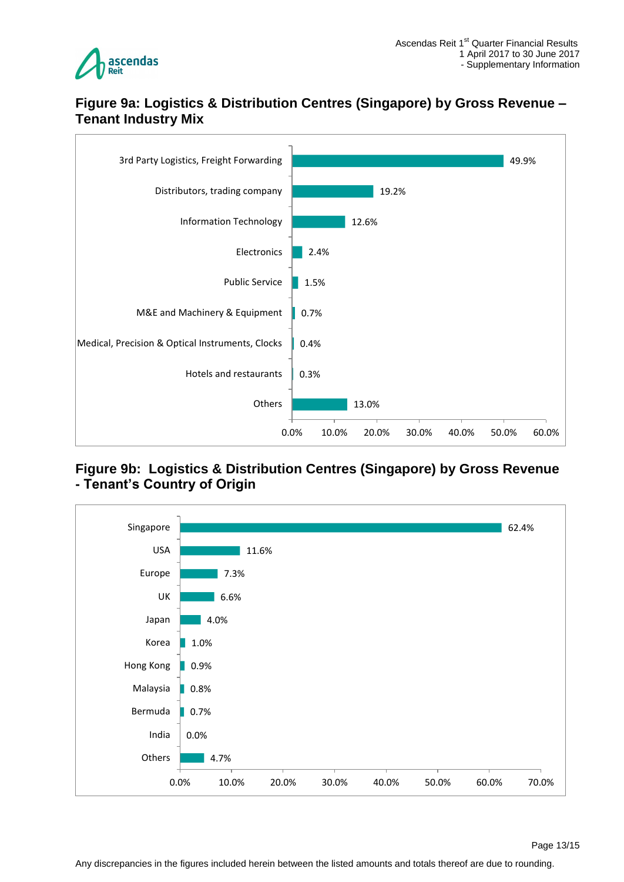## Figure 9a: Logistics & Distribution Centres (Singapore) by Gross Revenue – Tenant Industry Mix

| Tenant Industry | Gross Revenue |
|---|---|
| 3rd Party Logistics, Freight Forwarding | 49.9% |
| Distributors, trading company | 19.2% |
| Information Technology | 12.6% |
| Electronics | 2.4% |
| Public Service | 1.5% |
| M&E and Machinery & Equipment | 0.7% |
| Medical, Precision & Optical Instruments, Clocks | 0.4% |
| Hotels and restaurants | 0.3% |
| Others | 13.0% |

## Figure 9b: Logistics & Distribution Centres (Singapore) by Gross Revenue - Tenant's Country of Origin

| Country of Origin | Gross Revenue |
|---|---|
| Singapore | 62.4% |
| USA | 11.6% |
| Europe | 7.3% |
| UK | 6.6% |
| Japan | 4.0% |
| Korea | 1.0% |
| Hong Kong | 0.9% |
| Malaysia | 0.8% |
| Bermuda | 0.7% |
| India | 0.0% |
| Others | 4.7% |

Any discrepancies in the figures included herein between the listed amounts and totals thereof are due to rounding.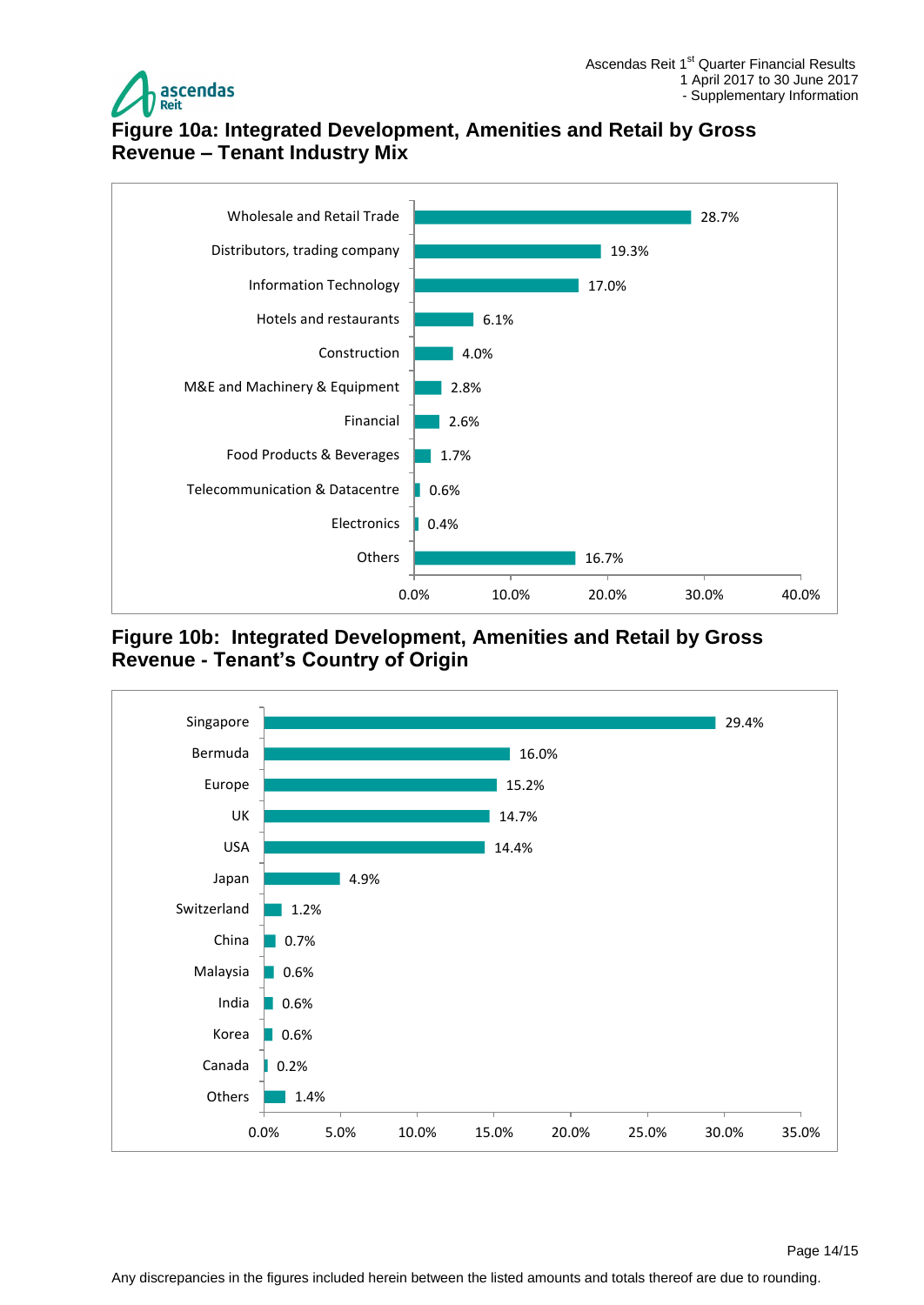## Figure 10a: Integrated Development, Amenities and Retail by Gross Revenue – Tenant Industry Mix

| Tenant Industry | % |
|---|---|
| Wholesale and Retail Trade | 28.7% |
| Distributors, trading company | 19.3% |
| Information Technology | 17.0% |
| Hotels and restaurants | 6.1% |
| Construction | 4.0% |
| M&E and Machinery & Equipment | 2.8% |
| Financial | 2.6% |
| Food Products & Beverages | 1.7% |
| Telecommunication & Datacentre | 0.6% |
| Electronics | 0.4% |
| Others | 16.7% |

## Figure 10b: Integrated Development, Amenities and Retail by Gross Revenue - Tenant's Country of Origin

| Country | % |
|---|---|
| Singapore | 29.4% |
| Bermuda | 16.0% |
| Europe | 15.2% |
| UK | 14.7% |
| USA | 14.4% |
| Japan | 4.9% |
| Switzerland | 1.2% |
| China | 0.7% |
| Malaysia | 0.6% |
| India | 0.6% |
| Korea | 0.6% |
| Canada | 0.2% |
| Others | 1.4% |

Any discrepancies in the figures included herein between the listed amounts and totals thereof are due to rounding.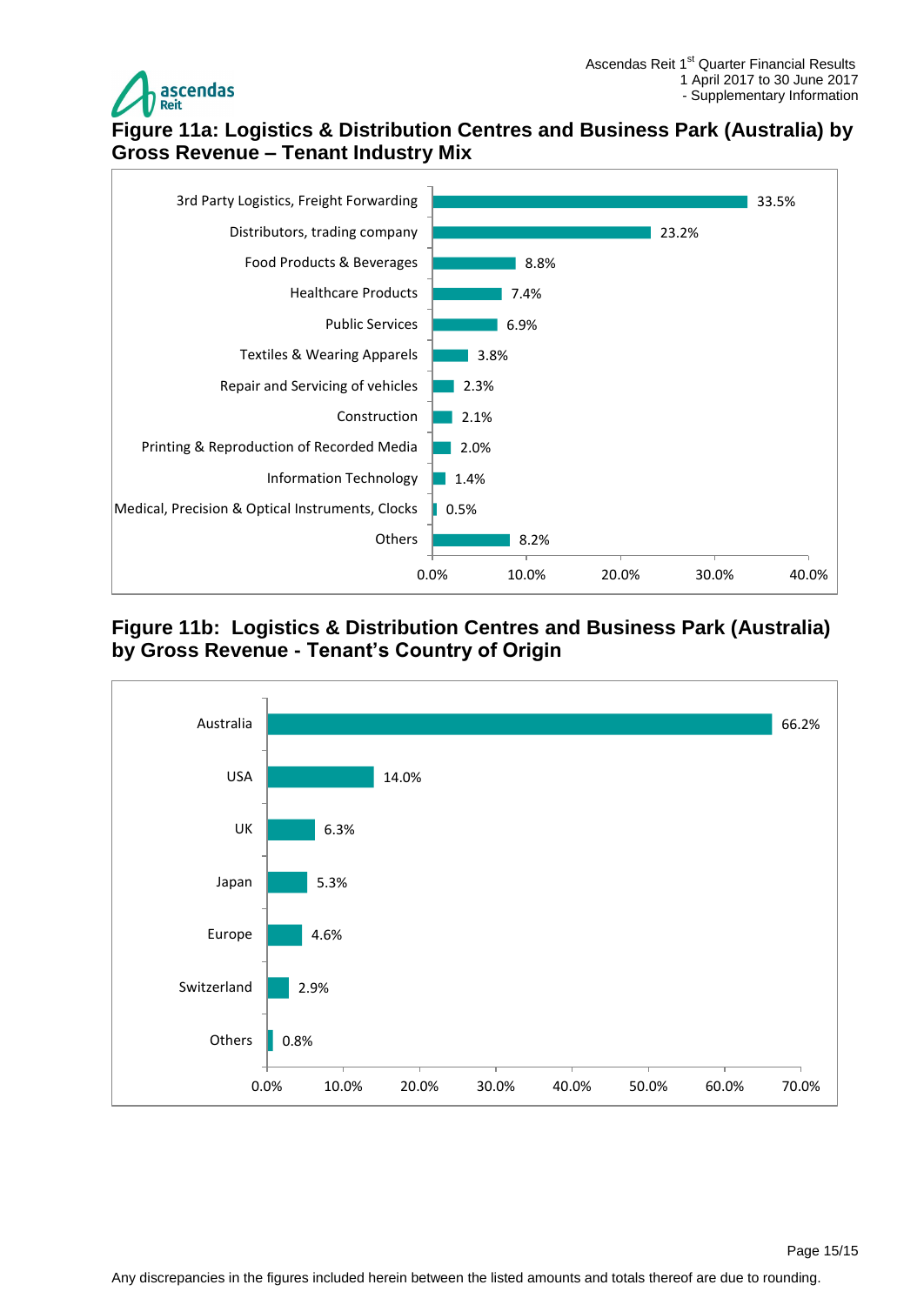## Figure 11a: Logistics & Distribution Centres and Business Park (Australia) by Gross Revenue – Tenant Industry Mix

3rd Party Logistics, Freight Forwarding 33.5%
Distributors, trading company 23.2%
Food Products & Beverages 8.8%
Healthcare Products 7.4%
Public Services 6.9%
Textiles & Wearing Apparels 3.8%
Repair and Servicing of vehicles 2.3%
Construction 2.1%
Printing & Reproduction of Recorded Media 2.0%
Information Technology 1.4%
Medical, Precision & Optical Instruments, Clocks 0.5%
Others 8.2%

0.0% 10.0% 20.0% 30.0% 40.0%

## Figure 11b: Logistics & Distribution Centres and Business Park (Australia) by Gross Revenue - Tenant's Country of Origin

Australia 66.2%
USA 14.0%
UK 6.3%
Japan 5.3%
Europe 4.6%
Switzerland 2.9%
Others 0.8%

0.0% 10.0% 20.0% 30.0% 40.0% 50.0% 60.0% 70.0%

Any discrepancies in the figures included herein between the listed amounts and totals thereof are due to rounding.